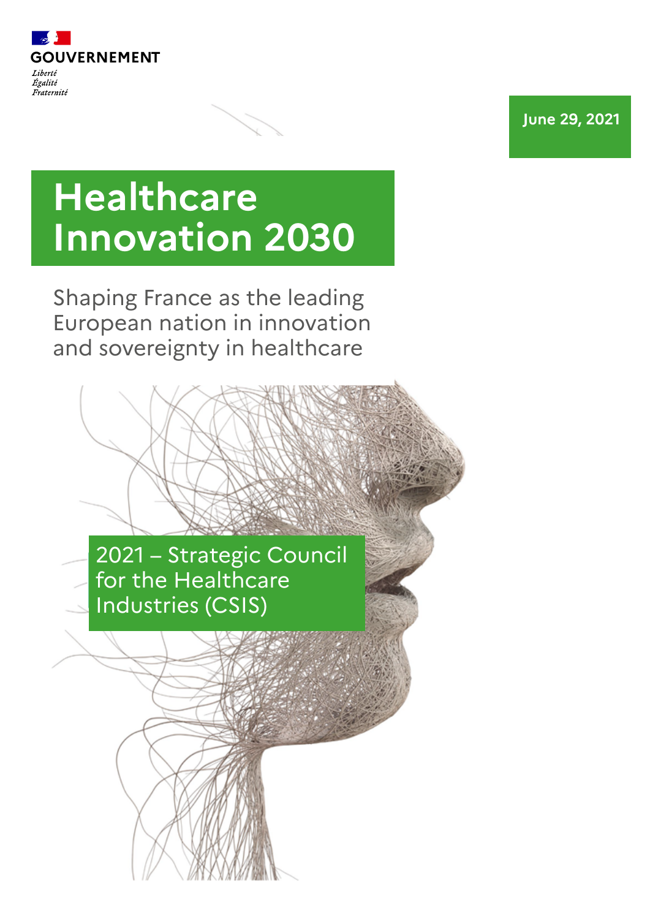GOUVERNEMENT

*Liberté*
*Égalité*
*Fraternité*

**June 29, 2021**

# Healthcare Innovation 2030

Shaping France as the leading European nation in innovation and sovereignty in healthcare

2021 – Strategic Council for the Healthcare Industries (CSIS)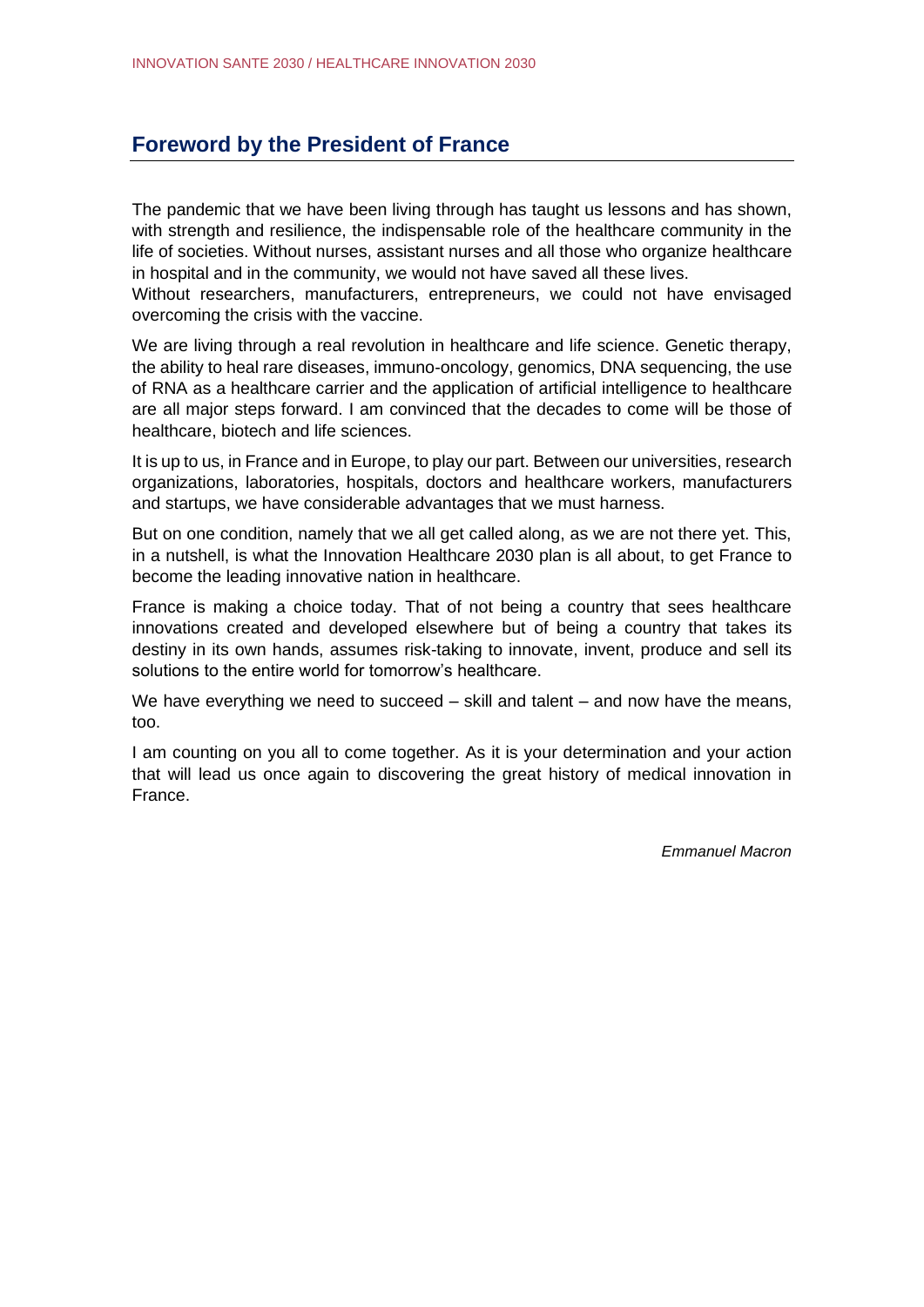## Foreword by the President of France

The pandemic that we have been living through has taught us lessons and has shown, with strength and resilience, the indispensable role of the healthcare community in the life of societies. Without nurses, assistant nurses and all those who organize healthcare in hospital and in the community, we would not have saved all these lives.
Without researchers, manufacturers, entrepreneurs, we could not have envisaged overcoming the crisis with the vaccine.

We are living through a real revolution in healthcare and life science. Genetic therapy, the ability to heal rare diseases, immuno-oncology, genomics, DNA sequencing, the use of RNA as a healthcare carrier and the application of artificial intelligence to healthcare are all major steps forward. I am convinced that the decades to come will be those of healthcare, biotech and life sciences.

It is up to us, in France and in Europe, to play our part. Between our universities, research organizations, laboratories, hospitals, doctors and healthcare workers, manufacturers and startups, we have considerable advantages that we must harness.

But on one condition, namely that we all get called along, as we are not there yet. This, in a nutshell, is what the Innovation Healthcare 2030 plan is all about, to get France to become the leading innovative nation in healthcare.

France is making a choice today. That of not being a country that sees healthcare innovations created and developed elsewhere but of being a country that takes its destiny in its own hands, assumes risk-taking to innovate, invent, produce and sell its solutions to the entire world for tomorrow's healthcare.

We have everything we need to succeed – skill and talent – and now have the means, too.

I am counting on you all to come together. As it is your determination and your action that will lead us once again to discovering the great history of medical innovation in France.

*Emmanuel Macron*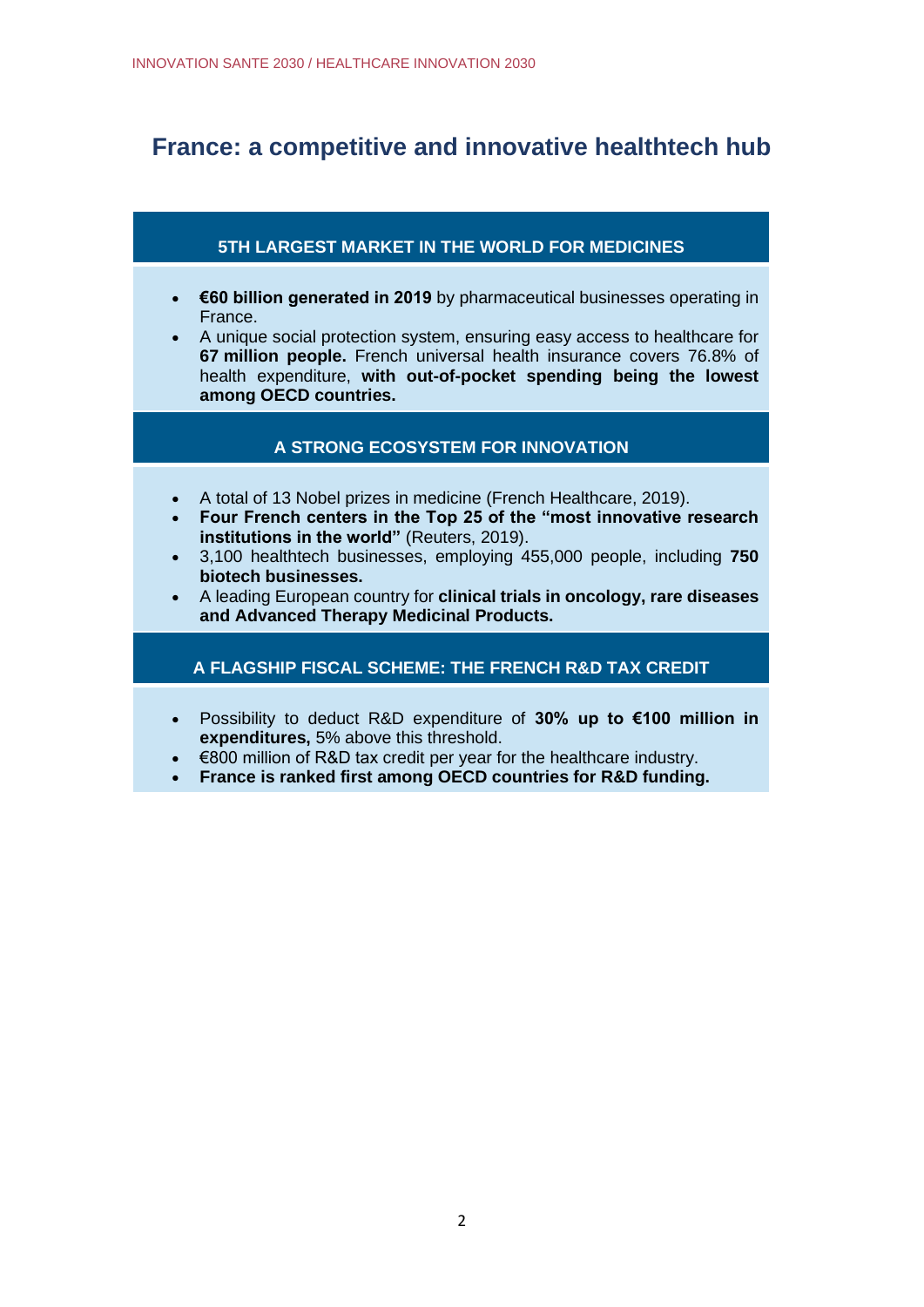## France: a competitive and innovative healthtech hub

### 5TH LARGEST MARKET IN THE WORLD FOR MEDICINES

- **€60 billion generated in 2019** by pharmaceutical businesses operating in France.
- A unique social protection system, ensuring easy access to healthcare for **67 million people.** French universal health insurance covers 76.8% of health expenditure, **with out-of-pocket spending being the lowest among OECD countries.**

### A STRONG ECOSYSTEM FOR INNOVATION

- A total of 13 Nobel prizes in medicine (French Healthcare, 2019).
- **Four French centers in the Top 25 of the "most innovative research institutions in the world"** (Reuters, 2019).
- 3,100 healthtech businesses, employing 455,000 people, including **750 biotech businesses.**
- A leading European country for **clinical trials in oncology, rare diseases and Advanced Therapy Medicinal Products.**

### A FLAGSHIP FISCAL SCHEME: THE FRENCH R&D TAX CREDIT

- Possibility to deduct R&D expenditure of **30% up to €100 million in expenditures,** 5% above this threshold.
- €800 million of R&D tax credit per year for the healthcare industry.
- **France is ranked first among OECD countries for R&D funding.**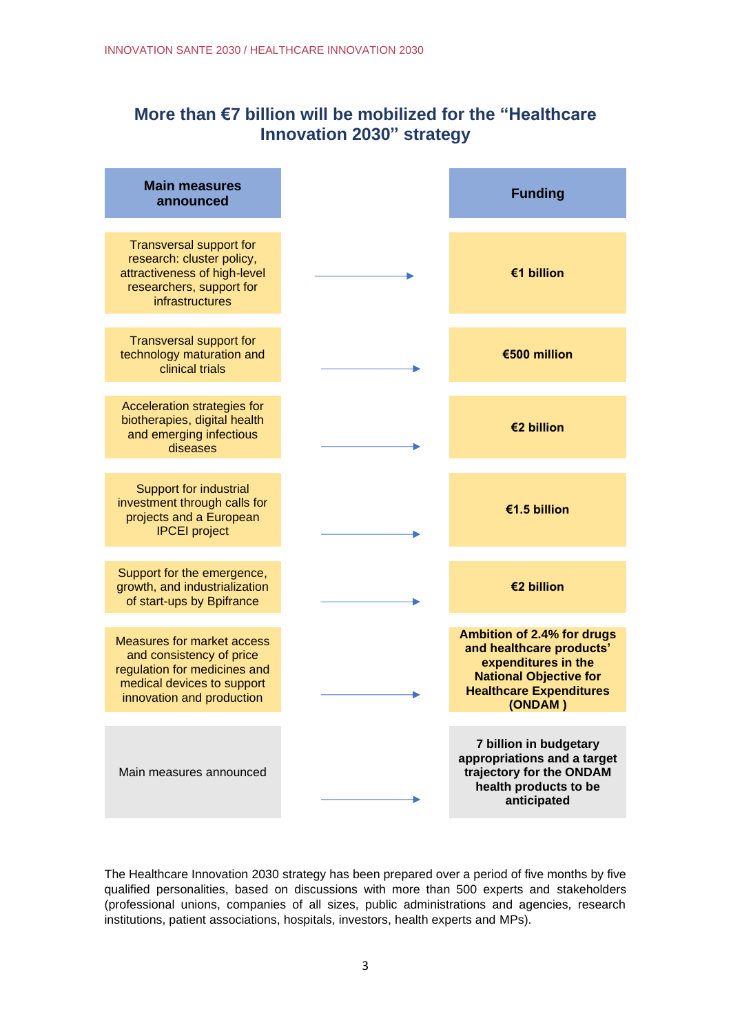## More than €7 billion will be mobilized for the "Healthcare Innovation 2030" strategy

| Main measures announced | Funding |
| --- | --- |
| Transversal support for research: cluster policy, attractiveness of high-level researchers, support for infrastructures | **€1 billion** |
| Transversal support for technology maturation and clinical trials | **€500 million** |
| Acceleration strategies for biotherapies, digital health and emerging infectious diseases | **€2 billion** |
| Support for industrial investment through calls for projects and a European IPCEI project | **€1.5 billion** |
| Support for the emergence, growth, and industrialization of start-ups by Bpifrance | **€2 billion** |
| Measures for market access and consistency of price regulation for medicines and medical devices to support innovation and production | **Ambition of 2.4% for drugs and healthcare products' expenditures in the National Objective for Healthcare Expenditures (ONDAM )** |
| Main measures announced | **7 billion in budgetary appropriations and a target trajectory for the ONDAM health products to be anticipated** |

The Healthcare Innovation 2030 strategy has been prepared over a period of five months by five qualified personalities, based on discussions with more than 500 experts and stakeholders (professional unions, companies of all sizes, public administrations and agencies, research institutions, patient associations, hospitals, investors, health experts and MPs).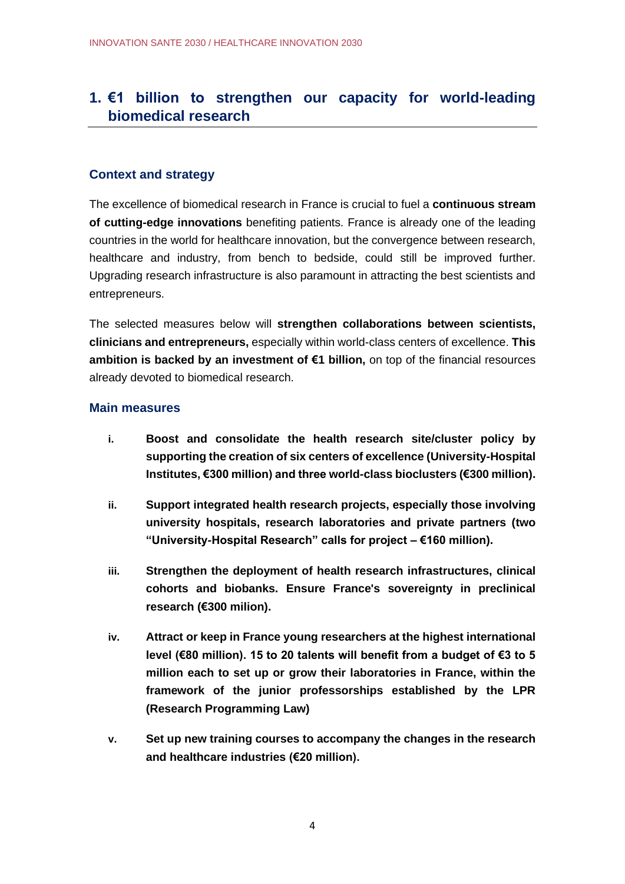## 1. €1 billion to strengthen our capacity for world-leading biomedical research

### Context and strategy

The excellence of biomedical research in France is crucial to fuel a **continuous stream of cutting-edge innovations** benefiting patients. France is already one of the leading countries in the world for healthcare innovation, but the convergence between research, healthcare and industry, from bench to bedside, could still be improved further. Upgrading research infrastructure is also paramount in attracting the best scientists and entrepreneurs.

The selected measures below will **strengthen collaborations between scientists, clinicians and entrepreneurs,** especially within world-class centers of excellence. **This ambition is backed by an investment of €1 billion,** on top of the financial resources already devoted to biomedical research.

### Main measures

i. **Boost and consolidate the health research site/cluster policy by supporting the creation of six centers of excellence (University-Hospital Institutes, €300 million) and three world-class bioclusters (€300 million).**

ii. **Support integrated health research projects, especially those involving university hospitals, research laboratories and private partners (two "University-Hospital Research" calls for project – €160 million).**

iii. **Strengthen the deployment of health research infrastructures, clinical cohorts and biobanks. Ensure France's sovereignty in preclinical research (€300 milion).**

iv. **Attract or keep in France young researchers at the highest international level (€80 million). 15 to 20 talents will benefit from a budget of €3 to 5 million each to set up or grow their laboratories in France, within the framework of the junior professorships established by the LPR (Research Programming Law)**

v. **Set up new training courses to accompany the changes in the research and healthcare industries (€20 million).**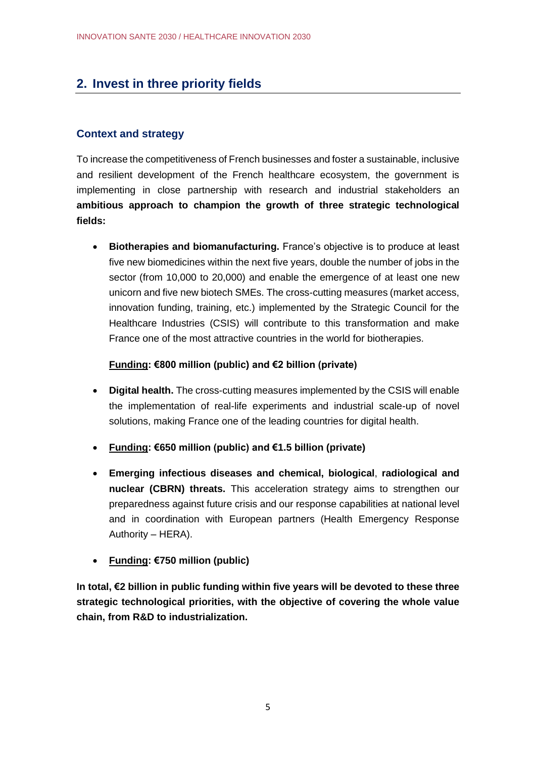## 2. Invest in three priority fields

### Context and strategy

To increase the competitiveness of French businesses and foster a sustainable, inclusive and resilient development of the French healthcare ecosystem, the government is implementing in close partnership with research and industrial stakeholders an **ambitious approach to champion the growth of three strategic technological fields:**

- **Biotherapies and biomanufacturing.** France's objective is to produce at least five new biomedicines within the next five years, double the number of jobs in the sector (from 10,000 to 20,000) and enable the emergence of at least one new unicorn and five new biotech SMEs. The cross-cutting measures (market access, innovation funding, training, etc.) implemented by the Strategic Council for the Healthcare Industries (CSIS) will contribute to this transformation and make France one of the most attractive countries in the world for biotherapies.

  **Funding: €800 million (public) and €2 billion (private)**

- **Digital health.** The cross-cutting measures implemented by the CSIS will enable the implementation of real-life experiments and industrial scale-up of novel solutions, making France one of the leading countries for digital health.

- **Funding: €650 million (public) and €1.5 billion (private)**

- **Emerging infectious diseases and chemical, biological, radiological and nuclear (CBRN) threats.** This acceleration strategy aims to strengthen our preparedness against future crisis and our response capabilities at national level and in coordination with European partners (Health Emergency Response Authority – HERA).

- **Funding: €750 million (public)**

**In total, €2 billion in public funding within five years will be devoted to these three strategic technological priorities, with the objective of covering the whole value chain, from R&D to industrialization.**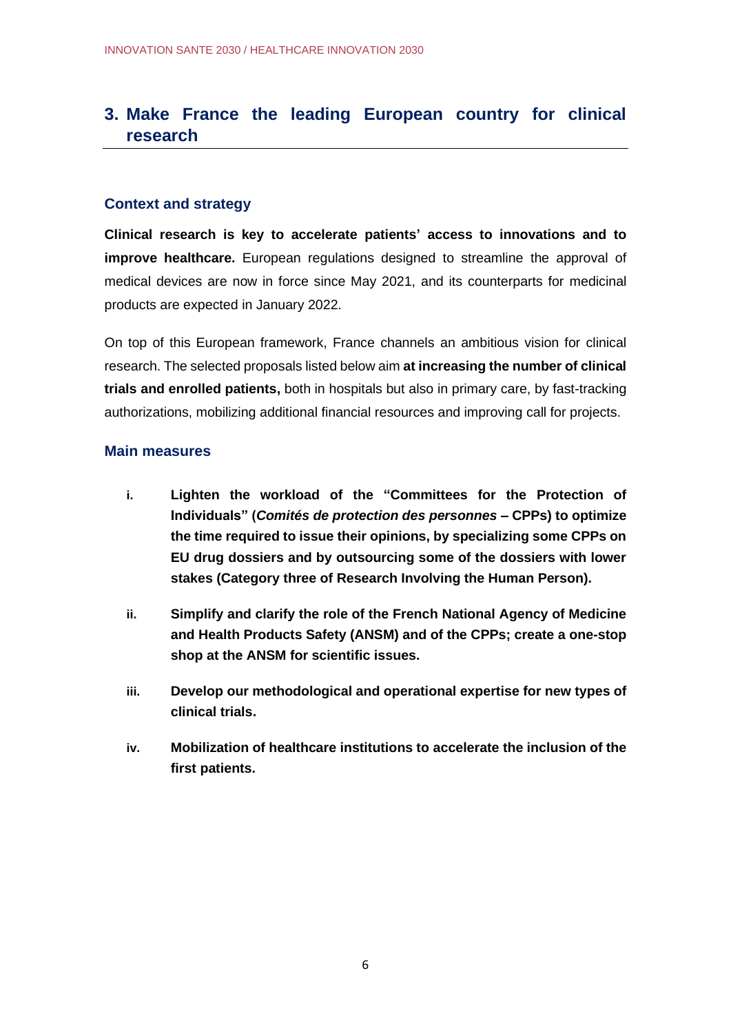## 3. Make France the leading European country for clinical research

### Context and strategy

**Clinical research is key to accelerate patients' access to innovations and to improve healthcare.** European regulations designed to streamline the approval of medical devices are now in force since May 2021, and its counterparts for medicinal products are expected in January 2022.

On top of this European framework, France channels an ambitious vision for clinical research. The selected proposals listed below aim **at increasing the number of clinical trials and enrolled patients,** both in hospitals but also in primary care, by fast-tracking authorizations, mobilizing additional financial resources and improving call for projects.

### Main measures

i. **Lighten the workload of the "Committees for the Protection of Individuals" (*Comités de protection des personnes* – CPPs) to optimize the time required to issue their opinions, by specializing some CPPs on EU drug dossiers and by outsourcing some of the dossiers with lower stakes (Category three of Research Involving the Human Person).**

ii. **Simplify and clarify the role of the French National Agency of Medicine and Health Products Safety (ANSM) and of the CPPs; create a one-stop shop at the ANSM for scientific issues.**

iii. **Develop our methodological and operational expertise for new types of clinical trials.**

iv. **Mobilization of healthcare institutions to accelerate the inclusion of the first patients.**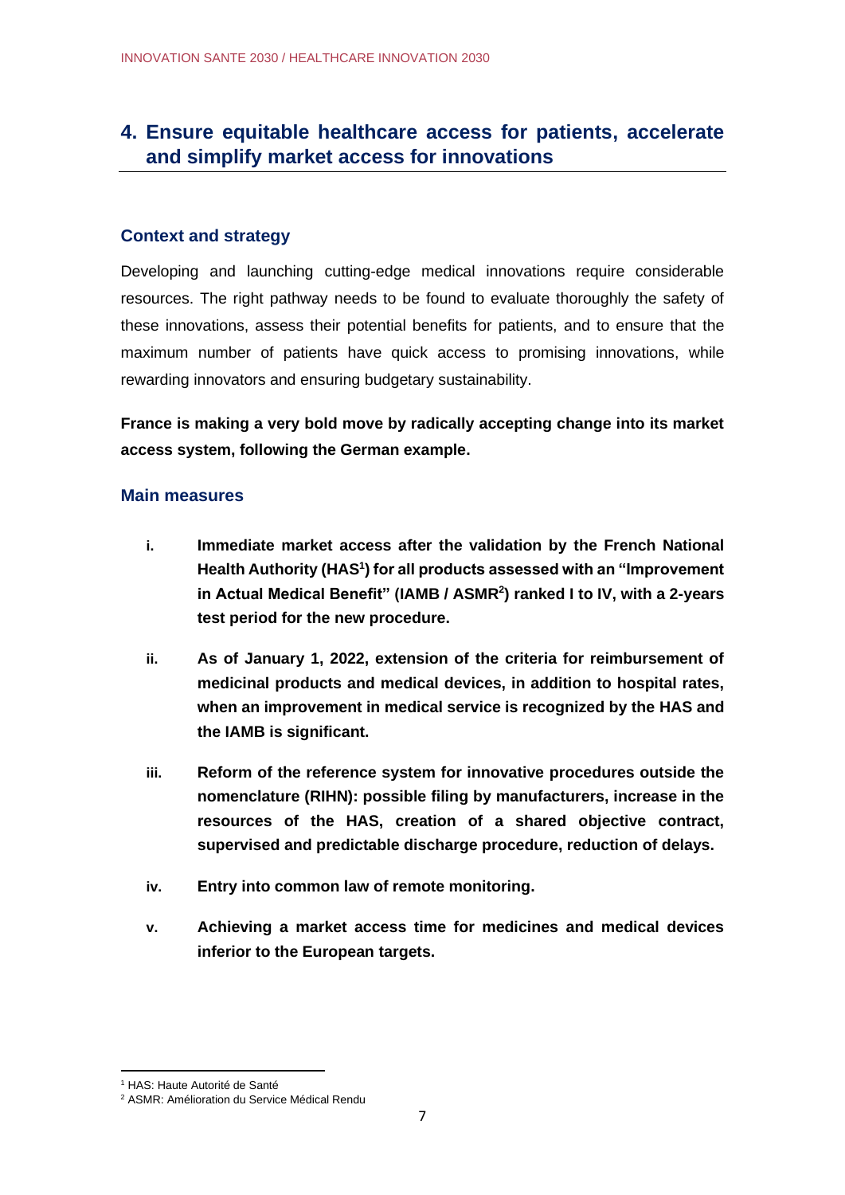## 4. Ensure equitable healthcare access for patients, accelerate and simplify market access for innovations

### Context and strategy

Developing and launching cutting-edge medical innovations require considerable resources. The right pathway needs to be found to evaluate thoroughly the safety of these innovations, assess their potential benefits for patients, and to ensure that the maximum number of patients have quick access to promising innovations, while rewarding innovators and ensuring budgetary sustainability.

**France is making a very bold move by radically accepting change into its market access system, following the German example.**

### Main measures

- **i. Immediate market access after the validation by the French National Health Authority (HAS[1]) for all products assessed with an "Improvement in Actual Medical Benefit" (IAMB / ASMR[2]) ranked I to IV, with a 2-years test period for the new procedure.**
- **ii. As of January 1, 2022, extension of the criteria for reimbursement of medicinal products and medical devices, in addition to hospital rates, when an improvement in medical service is recognized by the HAS and the IAMB is significant.**
- **iii. Reform of the reference system for innovative procedures outside the nomenclature (RIHN): possible filing by manufacturers, increase in the resources of the HAS, creation of a shared objective contract, supervised and predictable discharge procedure, reduction of delays.**
- **iv. Entry into common law of remote monitoring.**
- **v. Achieving a market access time for medicines and medical devices inferior to the European targets.**

[1] HAS: Haute Autorité de Santé

[2] ASMR: Amélioration du Service Médical Rendu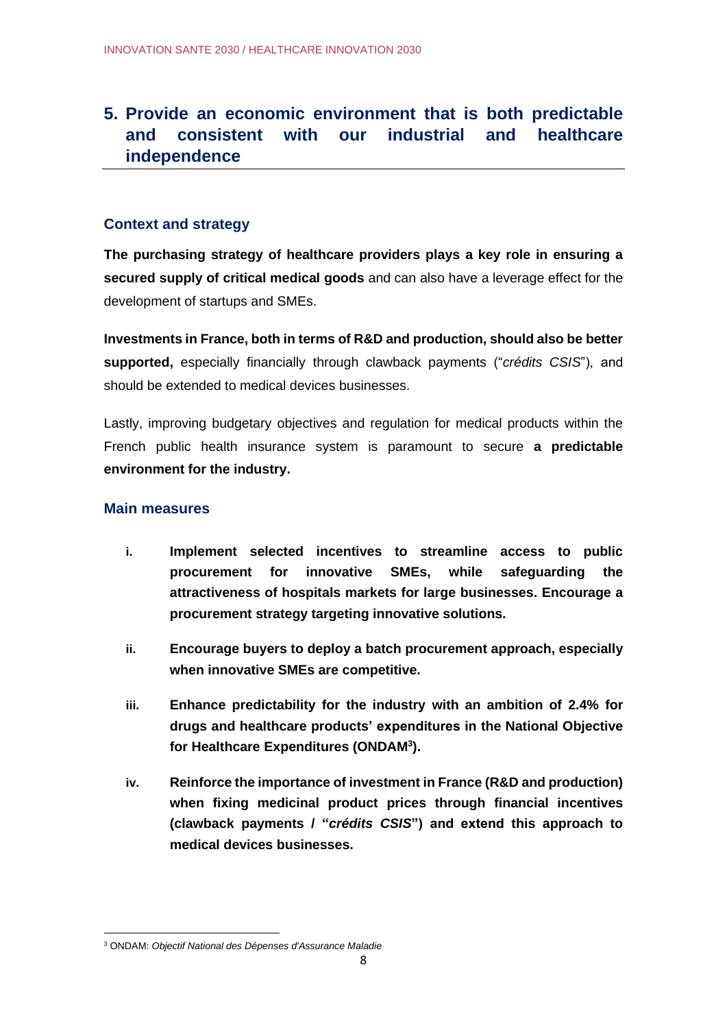## 5. Provide an economic environment that is both predictable and consistent with our industrial and healthcare independence

### Context and strategy

**The purchasing strategy of healthcare providers plays a key role in ensuring a secured supply of critical medical goods** and can also have a leverage effect for the development of startups and SMEs.

**Investments in France, both in terms of R&D and production, should also be better supported,** especially financially through clawback payments ("*crédits CSIS*"), and should be extended to medical devices businesses.

Lastly, improving budgetary objectives and regulation for medical products within the French public health insurance system is paramount to secure **a predictable environment for the industry.**

### Main measures

- **i.** **Implement selected incentives to streamline access to public procurement for innovative SMEs, while safeguarding the attractiveness of hospitals markets for large businesses. Encourage a procurement strategy targeting innovative solutions.**
- **ii.** **Encourage buyers to deploy a batch procurement approach, especially when innovative SMEs are competitive.**
- **iii.** **Enhance predictability for the industry with an ambition of 2.4% for drugs and healthcare products' expenditures in the National Objective for Healthcare Expenditures (ONDAM[3]).**
- **iv.** **Reinforce the importance of investment in France (R&D and production) when fixing medicinal product prices through financial incentives (clawback payments / "*crédits CSIS*") and extend this approach to medical devices businesses.**

[3] ONDAM: *Objectif National des Dépenses d'Assurance Maladie*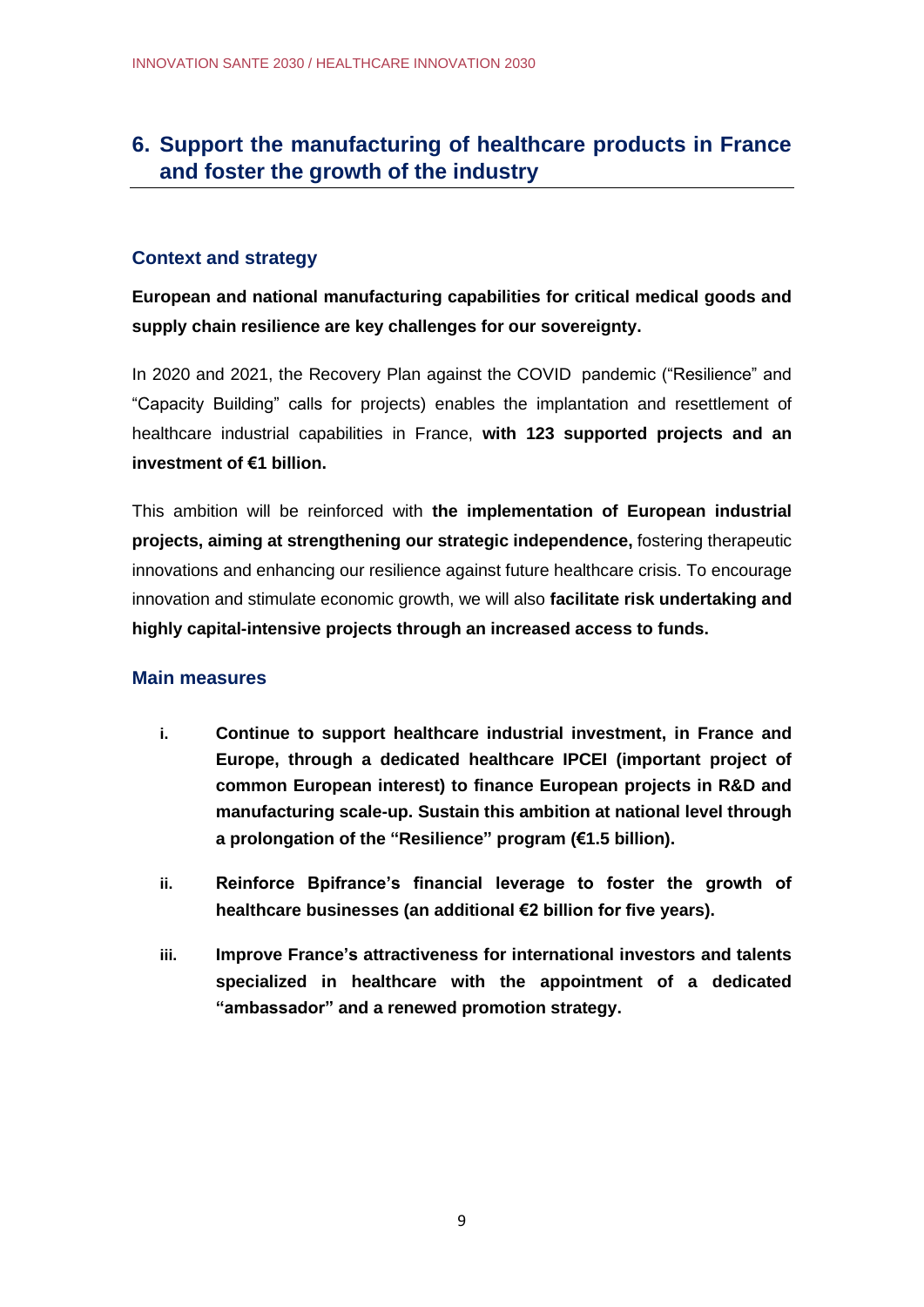## 6. Support the manufacturing of healthcare products in France and foster the growth of the industry

### Context and strategy

**European and national manufacturing capabilities for critical medical goods and supply chain resilience are key challenges for our sovereignty.**

In 2020 and 2021, the Recovery Plan against the COVID pandemic ("Resilience" and "Capacity Building" calls for projects) enables the implantation and resettlement of healthcare industrial capabilities in France, **with 123 supported projects and an investment of €1 billion.**

This ambition will be reinforced with **the implementation of European industrial projects, aiming at strengthening our strategic independence,** fostering therapeutic innovations and enhancing our resilience against future healthcare crisis. To encourage innovation and stimulate economic growth, we will also **facilitate risk undertaking and highly capital-intensive projects through an increased access to funds.**

### Main measures

i. **Continue to support healthcare industrial investment, in France and Europe, through a dedicated healthcare IPCEI (important project of common European interest) to finance European projects in R&D and manufacturing scale-up. Sustain this ambition at national level through a prolongation of the "Resilience" program (€1.5 billion).**

ii. **Reinforce Bpifrance's financial leverage to foster the growth of healthcare businesses (an additional €2 billion for five years).**

iii. **Improve France's attractiveness for international investors and talents specialized in healthcare with the appointment of a dedicated "ambassador" and a renewed promotion strategy.**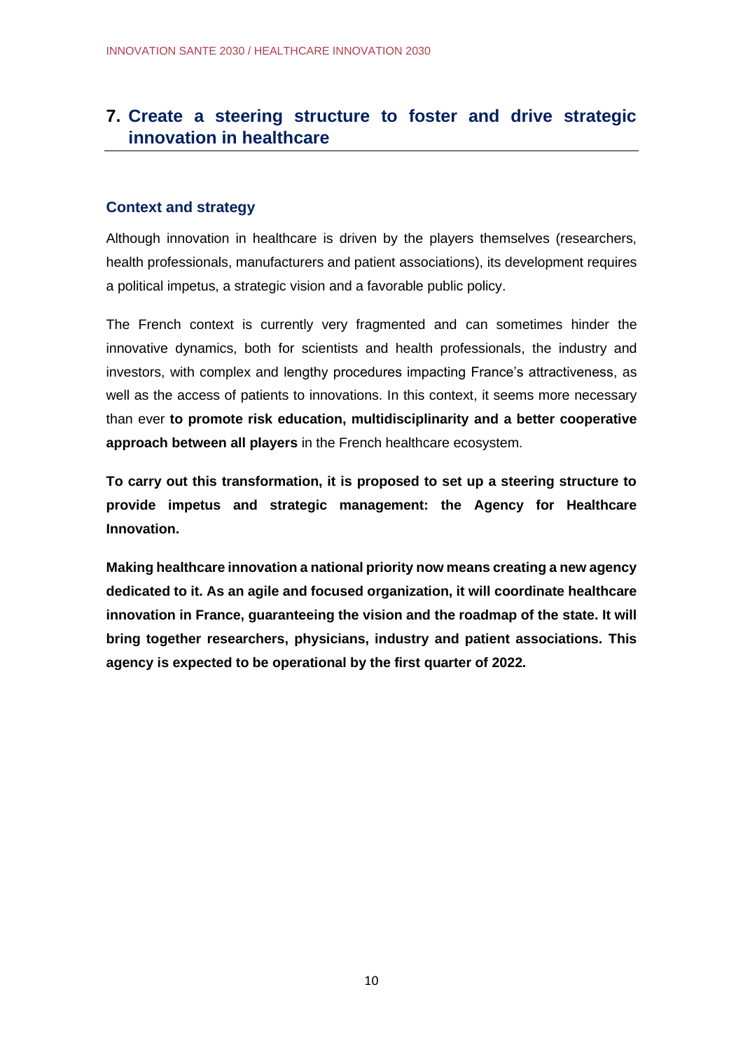## 7. Create a steering structure to foster and drive strategic innovation in healthcare

### Context and strategy

Although innovation in healthcare is driven by the players themselves (researchers, health professionals, manufacturers and patient associations), its development requires a political impetus, a strategic vision and a favorable public policy.

The French context is currently very fragmented and can sometimes hinder the innovative dynamics, both for scientists and health professionals, the industry and investors, with complex and lengthy procedures impacting France's attractiveness, as well as the access of patients to innovations. In this context, it seems more necessary than ever **to promote risk education, multidisciplinarity and a better cooperative approach between all players** in the French healthcare ecosystem.

**To carry out this transformation, it is proposed to set up a steering structure to provide impetus and strategic management: the Agency for Healthcare Innovation.**

**Making healthcare innovation a national priority now means creating a new agency dedicated to it. As an agile and focused organization, it will coordinate healthcare innovation in France, guaranteeing the vision and the roadmap of the state. It will bring together researchers, physicians, industry and patient associations. This agency is expected to be operational by the first quarter of 2022.**